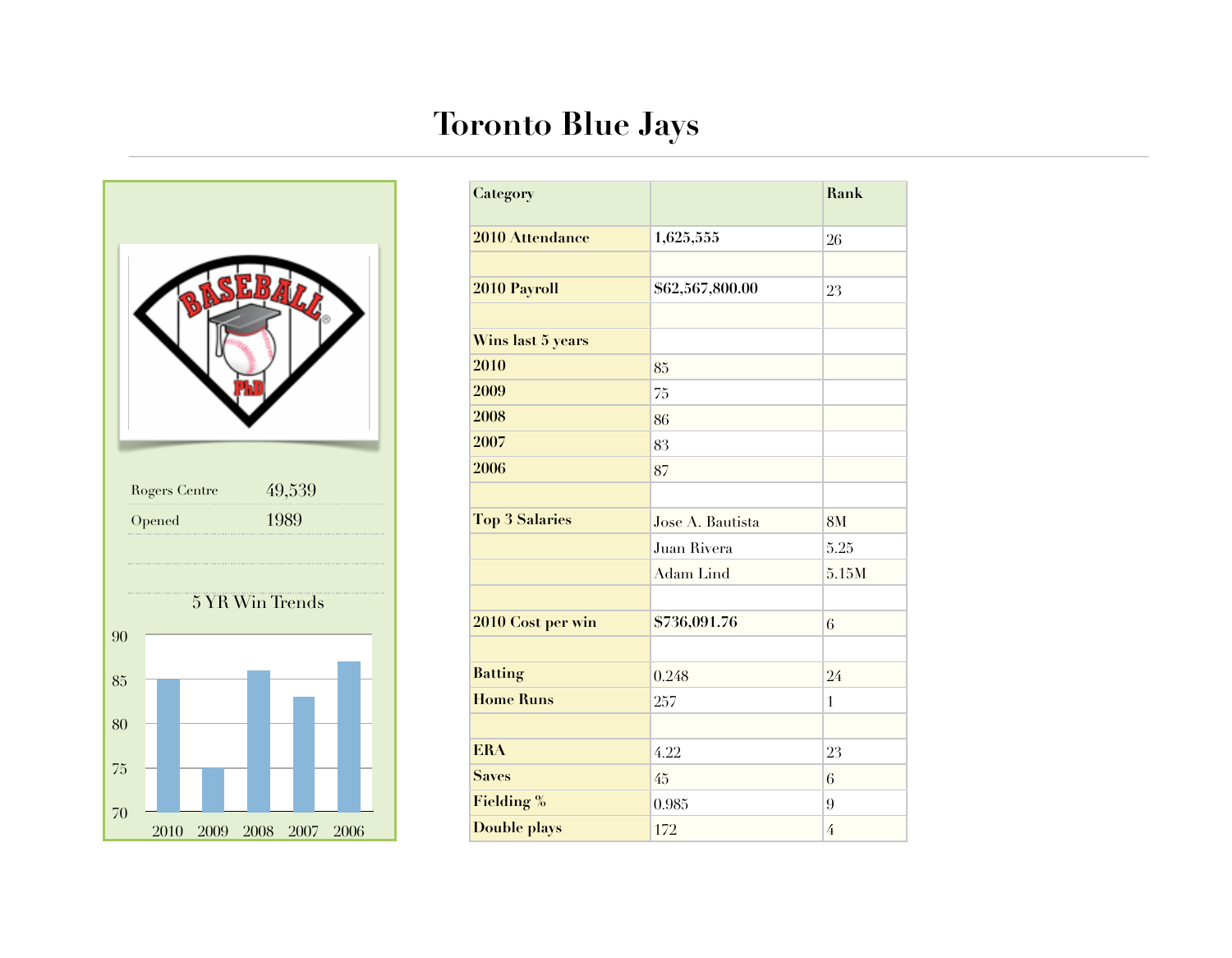# Toronto Blue Jays

| Rogers Centre | 49,539 |
|---|---|
| Opened | 1989 |

5 YR Win Trends

| Category | | Rank |
|---|---|---|
| 2010 Attendance | 1,625,555 | 26 |
| | | |
| 2010 Payroll | $62,567,800.00 | 23 |
| | | |
| Wins last 5 years | | |
| 2010 | 85 | |
| 2009 | 75 | |
| 2008 | 86 | |
| 2007 | 83 | |
| 2006 | 87 | |
| | | |
| Top 3 Salaries | Jose A. Bautista | 8M |
| | Juan Rivera | 5.25 |
| | Adam Lind | 5.15M |
| | | |
| 2010 Cost per win | $736,091.76 | 6 |
| | | |
| Batting | 0.248 | 24 |
| Home Runs | 257 | 1 |
| | | |
| ERA | 4.22 | 23 |
| Saves | 45 | 6 |
| Fielding % | 0.985 | 9 |
| Double plays | 172 | 4 |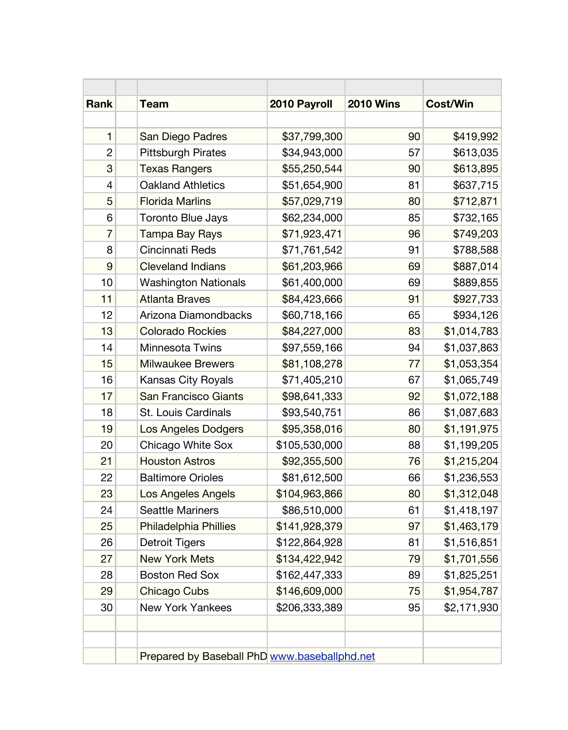| Rank | | Team | 2010 Payroll | 2010 Wins | Cost/Win |
|---|---|---|---|---|---|
| 1 | | San Diego Padres | $37,799,300 | 90 | $419,992 |
| 2 | | Pittsburgh Pirates | $34,943,000 | 57 | $613,035 |
| 3 | | Texas Rangers | $55,250,544 | 90 | $613,895 |
| 4 | | Oakland Athletics | $51,654,900 | 81 | $637,715 |
| 5 | | Florida Marlins | $57,029,719 | 80 | $712,871 |
| 6 | | Toronto Blue Jays | $62,234,000 | 85 | $732,165 |
| 7 | | Tampa Bay Rays | $71,923,471 | 96 | $749,203 |
| 8 | | Cincinnati Reds | $71,761,542 | 91 | $788,588 |
| 9 | | Cleveland Indians | $61,203,966 | 69 | $887,014 |
| 10 | | Washington Nationals | $61,400,000 | 69 | $889,855 |
| 11 | | Atlanta Braves | $84,423,666 | 91 | $927,733 |
| 12 | | Arizona Diamondbacks | $60,718,166 | 65 | $934,126 |
| 13 | | Colorado Rockies | $84,227,000 | 83 | $1,014,783 |
| 14 | | Minnesota Twins | $97,559,166 | 94 | $1,037,863 |
| 15 | | Milwaukee Brewers | $81,108,278 | 77 | $1,053,354 |
| 16 | | Kansas City Royals | $71,405,210 | 67 | $1,065,749 |
| 17 | | San Francisco Giants | $98,641,333 | 92 | $1,072,188 |
| 18 | | St. Louis Cardinals | $93,540,751 | 86 | $1,087,683 |
| 19 | | Los Angeles Dodgers | $95,358,016 | 80 | $1,191,975 |
| 20 | | Chicago White Sox | $105,530,000 | 88 | $1,199,205 |
| 21 | | Houston Astros | $92,355,500 | 76 | $1,215,204 |
| 22 | | Baltimore Orioles | $81,612,500 | 66 | $1,236,553 |
| 23 | | Los Angeles Angels | $104,963,866 | 80 | $1,312,048 |
| 24 | | Seattle Mariners | $86,510,000 | 61 | $1,418,197 |
| 25 | | Philadelphia Phillies | $141,928,379 | 97 | $1,463,179 |
| 26 | | Detroit Tigers | $122,864,928 | 81 | $1,516,851 |
| 27 | | New York Mets | $134,422,942 | 79 | $1,701,556 |
| 28 | | Boston Red Sox | $162,447,333 | 89 | $1,825,251 |
| 29 | | Chicago Cubs | $146,609,000 | 75 | $1,954,787 |
| 30 | | New York Yankees | $206,333,389 | 95 | $2,171,930 |

Prepared by Baseball PhD www.baseballphd.net